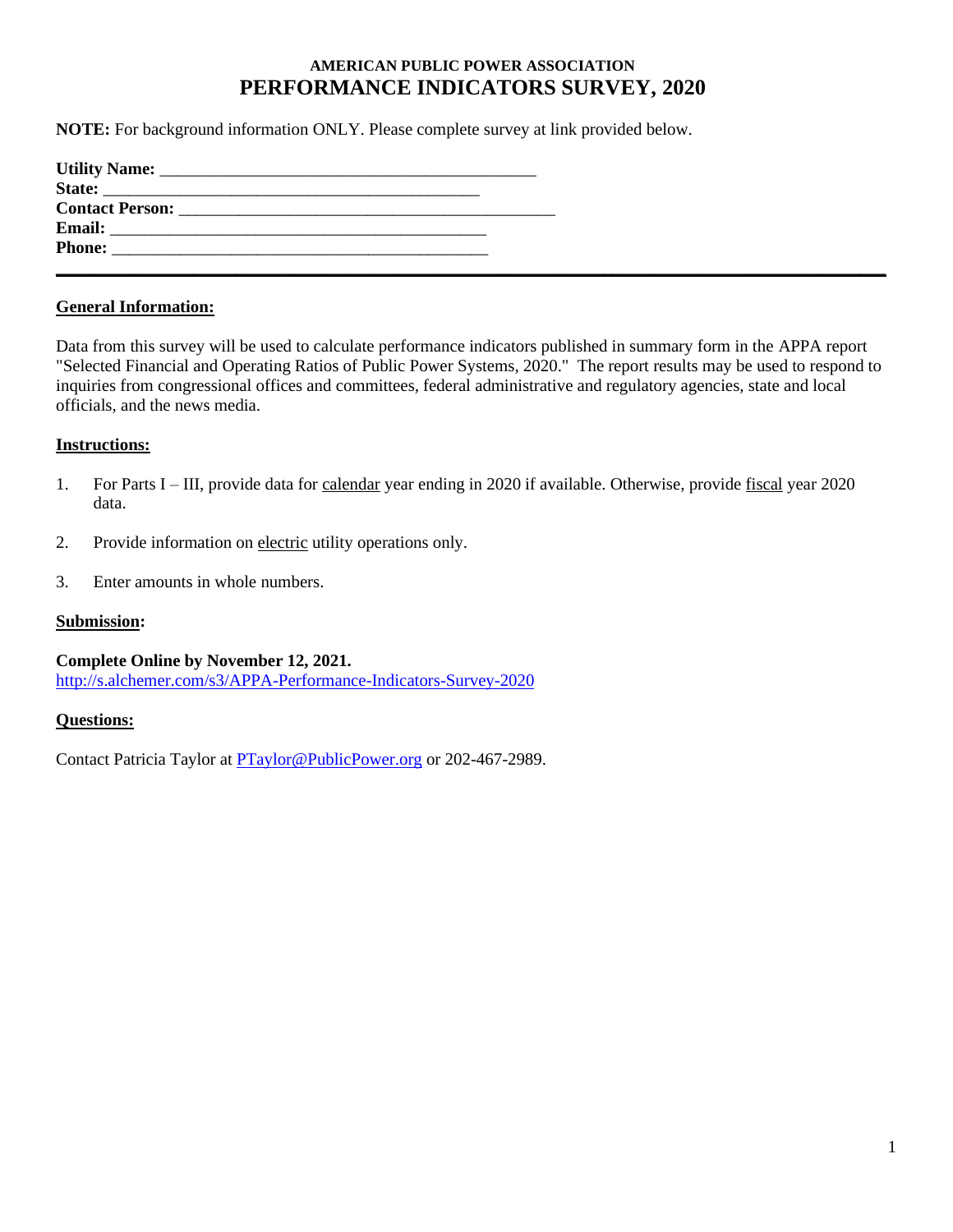**AMERICAN PUBLIC POWER ASSOCIATION**

# PERFORMANCE INDICATORS SURVEY, 2020

**NOTE:** For background information ONLY. Please complete survey at link provided below.

**Utility Name:** ___________________________________________

**State:** ___________________________________________

**Contact Person:** ___________________________________________

**Email:** ___________________________________________

**Phone:** ___________________________________________

---

## General Information:

Data from this survey will be used to calculate performance indicators published in summary form in the APPA report "Selected Financial and Operating Ratios of Public Power Systems, 2020." The report results may be used to respond to inquiries from congressional offices and committees, federal administrative and regulatory agencies, state and local officials, and the news media.

## Instructions:

1. For Parts I – III, provide data for calendar year ending in 2020 if available. Otherwise, provide fiscal year 2020 data.

2. Provide information on electric utility operations only.

3. Enter amounts in whole numbers.

## Submission:

**Complete Online by November 12, 2021.**
http://s.alchemer.com/s3/APPA-Performance-Indicators-Survey-2020

## Questions:

Contact Patricia Taylor at PTaylor@PublicPower.org or 202-467-2989.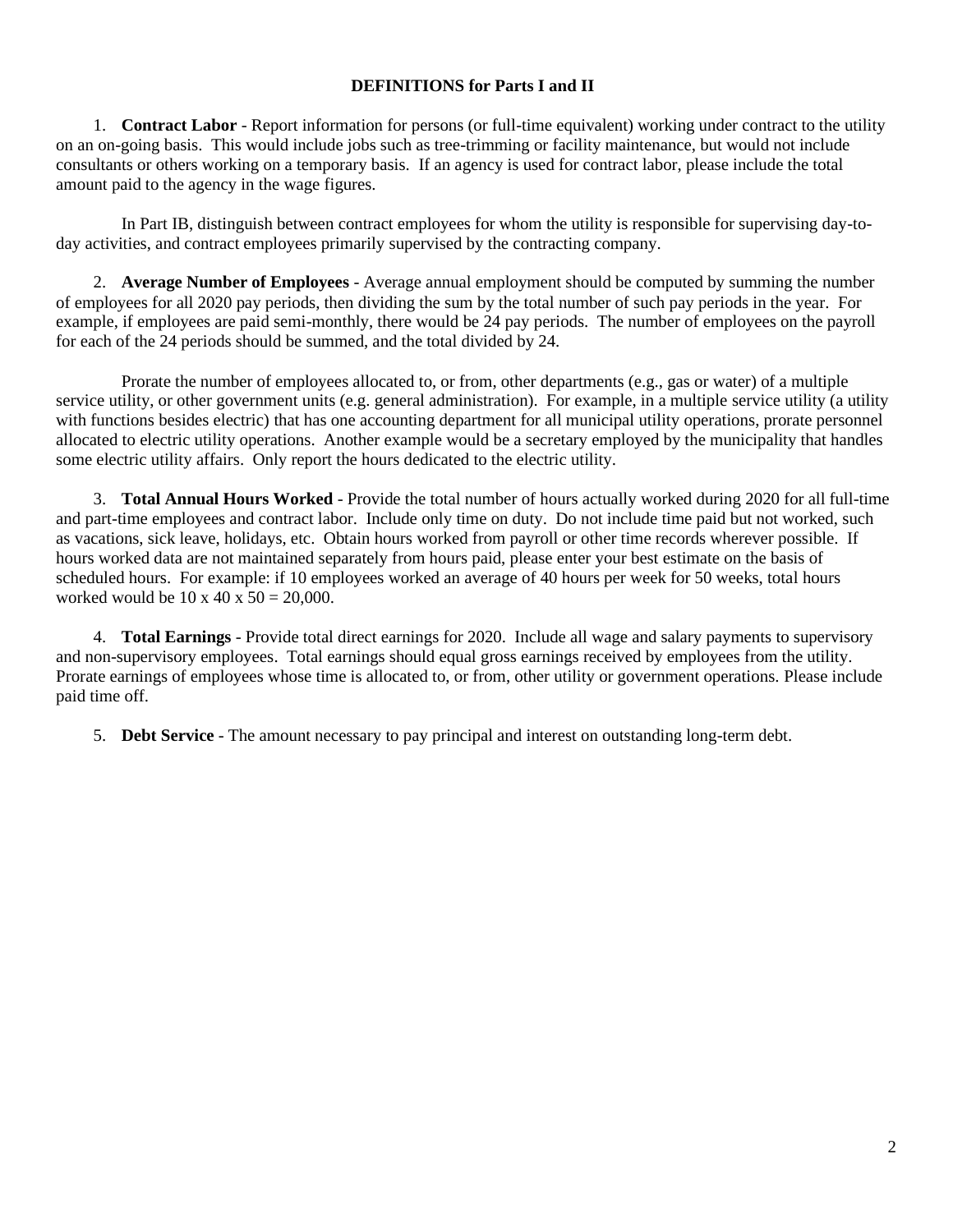## DEFINITIONS for Parts I and II

1. **Contract Labor** - Report information for persons (or full-time equivalent) working under contract to the utility on an on-going basis. This would include jobs such as tree-trimming or facility maintenance, but would not include consultants or others working on a temporary basis. If an agency is used for contract labor, please include the total amount paid to the agency in the wage figures.

   In Part IB, distinguish between contract employees for whom the utility is responsible for supervising day-to-day activities, and contract employees primarily supervised by the contracting company.

2. **Average Number of Employees** - Average annual employment should be computed by summing the number of employees for all 2020 pay periods, then dividing the sum by the total number of such pay periods in the year. For example, if employees are paid semi-monthly, there would be 24 pay periods. The number of employees on the payroll for each of the 24 periods should be summed, and the total divided by 24.

   Prorate the number of employees allocated to, or from, other departments (e.g., gas or water) of a multiple service utility, or other government units (e.g. general administration). For example, in a multiple service utility (a utility with functions besides electric) that has one accounting department for all municipal utility operations, prorate personnel allocated to electric utility operations. Another example would be a secretary employed by the municipality that handles some electric utility affairs. Only report the hours dedicated to the electric utility.

3. **Total Annual Hours Worked** - Provide the total number of hours actually worked during 2020 for all full-time and part-time employees and contract labor. Include only time on duty. Do not include time paid but not worked, such as vacations, sick leave, holidays, etc. Obtain hours worked from payroll or other time records wherever possible. If hours worked data are not maintained separately from hours paid, please enter your best estimate on the basis of scheduled hours. For example: if 10 employees worked an average of 40 hours per week for 50 weeks, total hours worked would be 10 x 40 x 50 = 20,000.

4. **Total Earnings** - Provide total direct earnings for 2020. Include all wage and salary payments to supervisory and non-supervisory employees. Total earnings should equal gross earnings received by employees from the utility. Prorate earnings of employees whose time is allocated to, or from, other utility or government operations. Please include paid time off.

5. **Debt Service** - The amount necessary to pay principal and interest on outstanding long-term debt.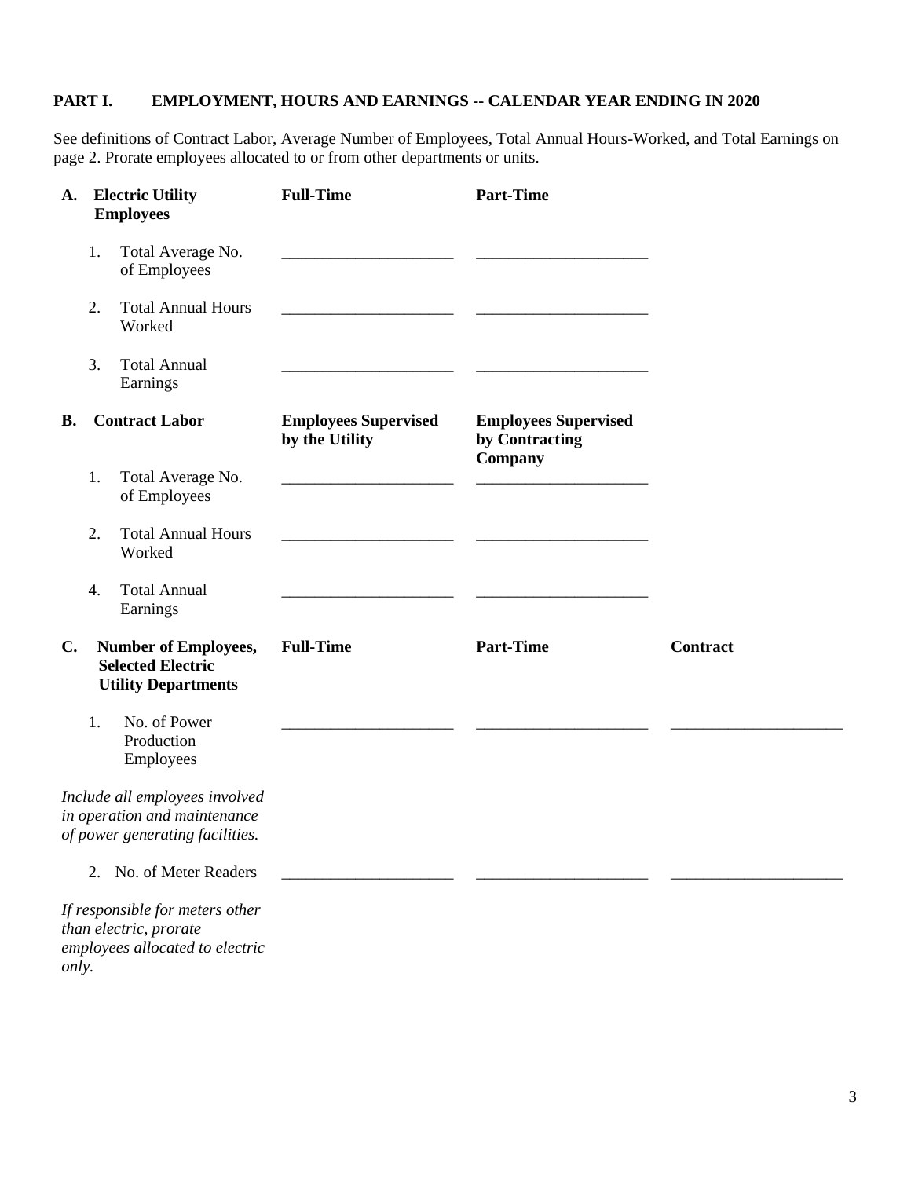## PART I. EMPLOYMENT, HOURS AND EARNINGS -- CALENDAR YEAR ENDING IN 2020

See definitions of Contract Labor, Average Number of Employees, Total Annual Hours-Worked, and Total Earnings on page 2. Prorate employees allocated to or from other departments or units.

| **A. Electric Utility Employees** | **Full-Time** | **Part-Time** |
|---|---|---|
| 1. Total Average No. of Employees | ____________________ | ____________________ |
| 2. Total Annual Hours Worked | ____________________ | ____________________ |
| 3. Total Annual Earnings | ____________________ | ____________________ |

| **B. Contract Labor** | **Employees Supervised by the Utility** | **Employees Supervised by Contracting Company** |
|---|---|---|
| 1. Total Average No. of Employees | ____________________ | ____________________ |
| 2. Total Annual Hours Worked | ____________________ | ____________________ |
| 4. Total Annual Earnings | ____________________ | ____________________ |

| **C. Number of Employees, Selected Electric Utility Departments** | **Full-Time** | **Part-Time** | **Contract** |
|---|---|---|---|
| 1. No. of Power Production Employees | ____________________ | ____________________ | ____________________ |
| *Include all employees involved in operation and maintenance of power generating facilities.* | | | |
| 2. No. of Meter Readers | ____________________ | ____________________ | ____________________ |
| *If responsible for meters other than electric, prorate employees allocated to electric only.* | | | |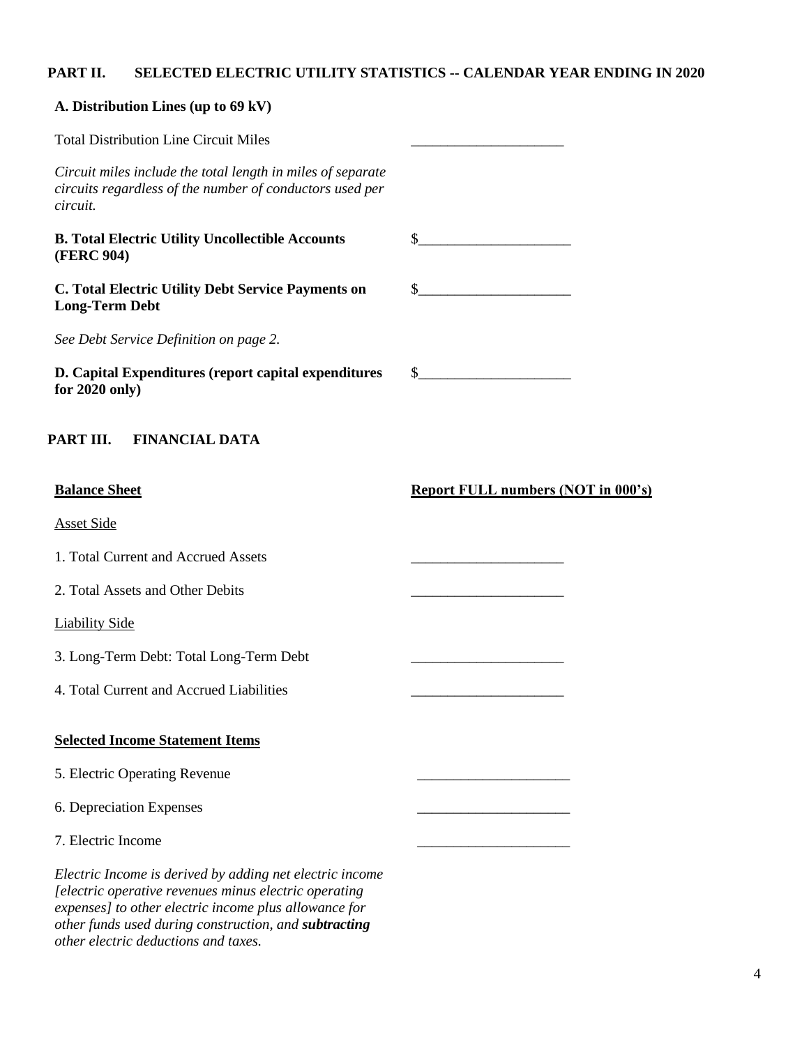## PART II. SELECTED ELECTRIC UTILITY STATISTICS -- CALENDAR YEAR ENDING IN 2020

### A. Distribution Lines (up to 69 kV)

Total Distribution Line Circuit Miles _____________________

*Circuit miles include the total length in miles of separate circuits regardless of the number of conductors used per circuit.*

**B. Total Electric Utility Uncollectible Accounts (FERC 904)** $_____________________

**C. Total Electric Utility Debt Service Payments on Long-Term Debt** $_____________________

*See Debt Service Definition on page 2.*

**D. Capital Expenditures (report capital expenditures for 2020 only)** $_____________________

## PART III. FINANCIAL DATA

**Balance Sheet** — **Report FULL numbers (NOT in 000's)**

Asset Side

1. Total Current and Accrued Assets _____________________
2. Total Assets and Other Debits _____________________

Liability Side

3. Long-Term Debt: Total Long-Term Debt _____________________
4. Total Current and Accrued Liabilities _____________________

**Selected Income Statement Items**

5. Electric Operating Revenue _____________________
6. Depreciation Expenses _____________________
7. Electric Income _____________________

*Electric Income is derived by adding net electric income [electric operative revenues minus electric operating expenses] to other electric income plus allowance for other funds used during construction, and* ***subtracting*** *other electric deductions and taxes.*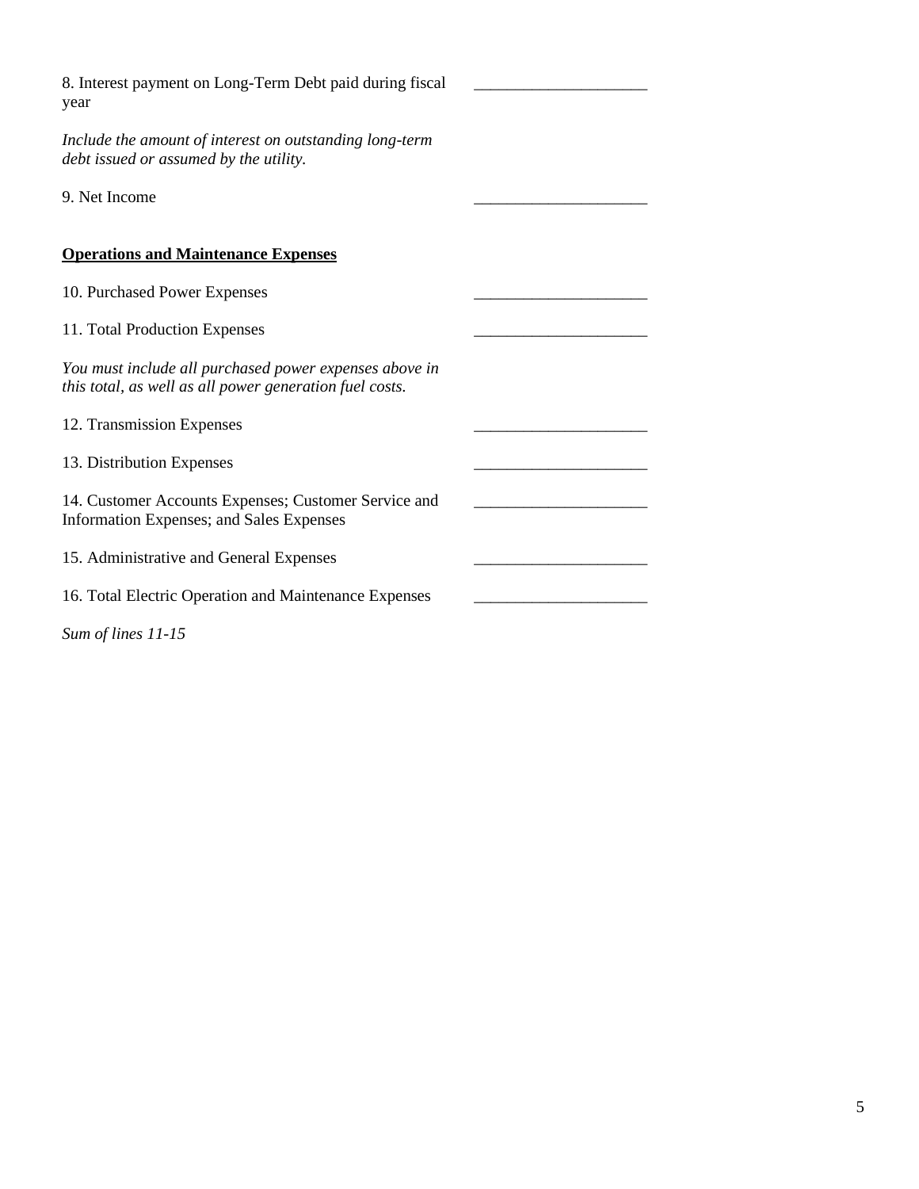8. Interest payment on Long-Term Debt paid during fiscal year _____________________

*Include the amount of interest on outstanding long-term debt issued or assumed by the utility.*

9. Net Income _____________________

**Operations and Maintenance Expenses**

10. Purchased Power Expenses _____________________

11. Total Production Expenses _____________________

*You must include all purchased power expenses above in this total, as well as all power generation fuel costs.*

12. Transmission Expenses _____________________

13. Distribution Expenses _____________________

14. Customer Accounts Expenses; Customer Service and Information Expenses; and Sales Expenses _____________________

15. Administrative and General Expenses _____________________

16. Total Electric Operation and Maintenance Expenses _____________________

*Sum of lines 11-15*